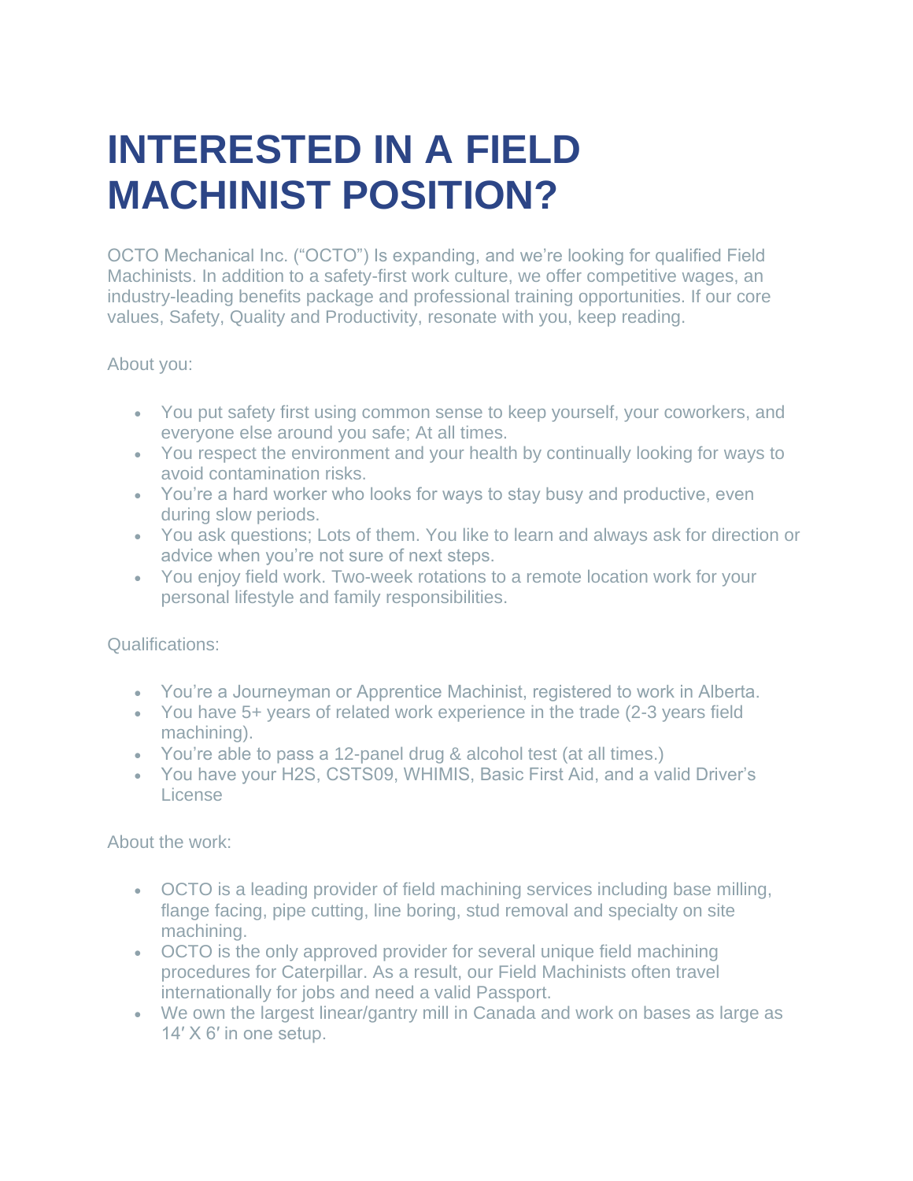# INTERESTED IN A FIELD MACHINIST POSITION?

OCTO Mechanical Inc. ("OCTO") Is expanding, and we're looking for qualified Field Machinists. In addition to a safety-first work culture, we offer competitive wages, an industry-leading benefits package and professional training opportunities. If our core values, Safety, Quality and Productivity, resonate with you, keep reading.

About you:

- You put safety first using common sense to keep yourself, your coworkers, and everyone else around you safe; At all times.
- You respect the environment and your health by continually looking for ways to avoid contamination risks.
- You're a hard worker who looks for ways to stay busy and productive, even during slow periods.
- You ask questions; Lots of them. You like to learn and always ask for direction or advice when you're not sure of next steps.
- You enjoy field work. Two-week rotations to a remote location work for your personal lifestyle and family responsibilities.

Qualifications:

- You're a Journeyman or Apprentice Machinist, registered to work in Alberta.
- You have 5+ years of related work experience in the trade (2-3 years field machining).
- You're able to pass a 12-panel drug & alcohol test (at all times.)
- You have your H2S, CSTS09, WHIMIS, Basic First Aid, and a valid Driver's License

About the work:

- OCTO is a leading provider of field machining services including base milling, flange facing, pipe cutting, line boring, stud removal and specialty on site machining.
- OCTO is the only approved provider for several unique field machining procedures for Caterpillar. As a result, our Field Machinists often travel internationally for jobs and need a valid Passport.
- We own the largest linear/gantry mill in Canada and work on bases as large as 14′ X 6′ in one setup.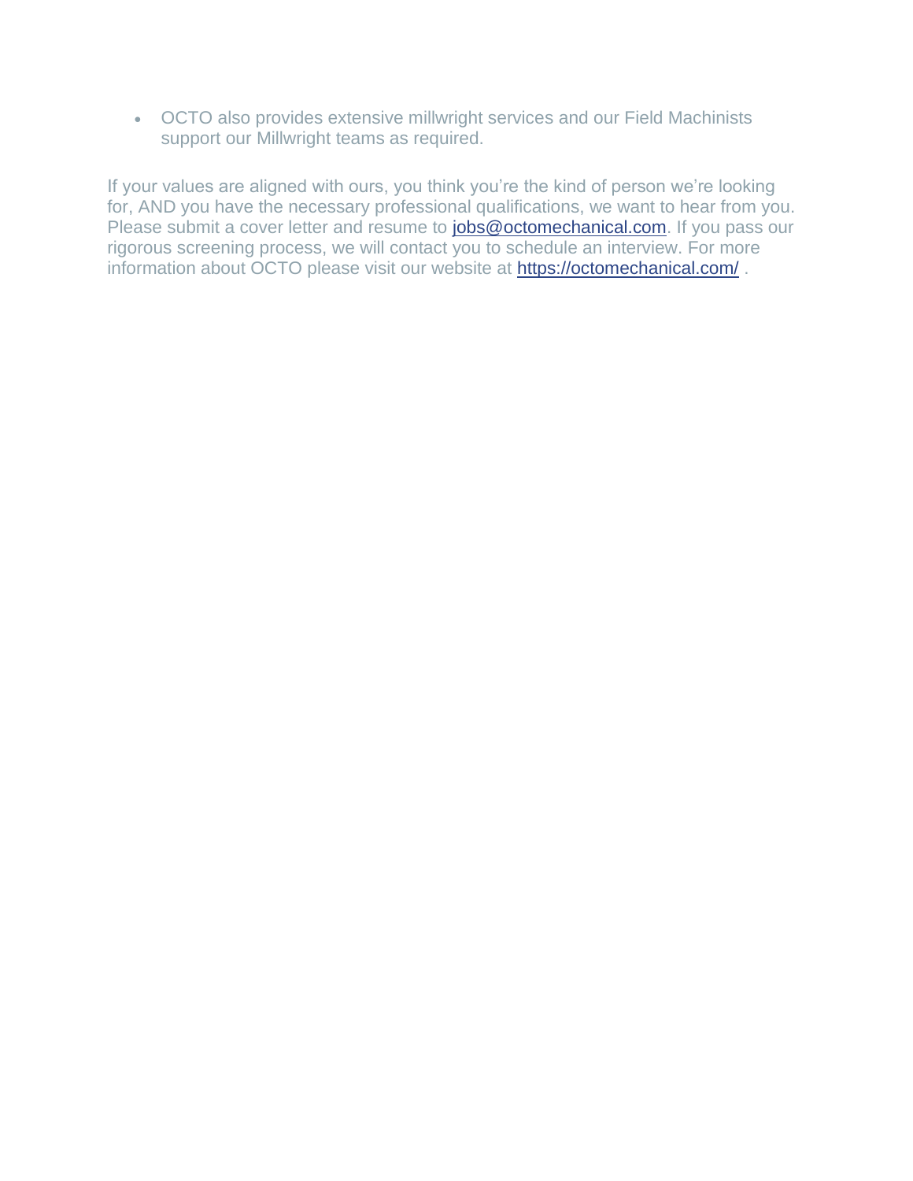- OCTO also provides extensive millwright services and our Field Machinists support our Millwright teams as required.

If your values are aligned with ours, you think you're the kind of person we're looking for, AND you have the necessary professional qualifications, we want to hear from you. Please submit a cover letter and resume to jobs@octomechanical.com. If you pass our rigorous screening process, we will contact you to schedule an interview. For more information about OCTO please visit our website at https://octomechanical.com/ .